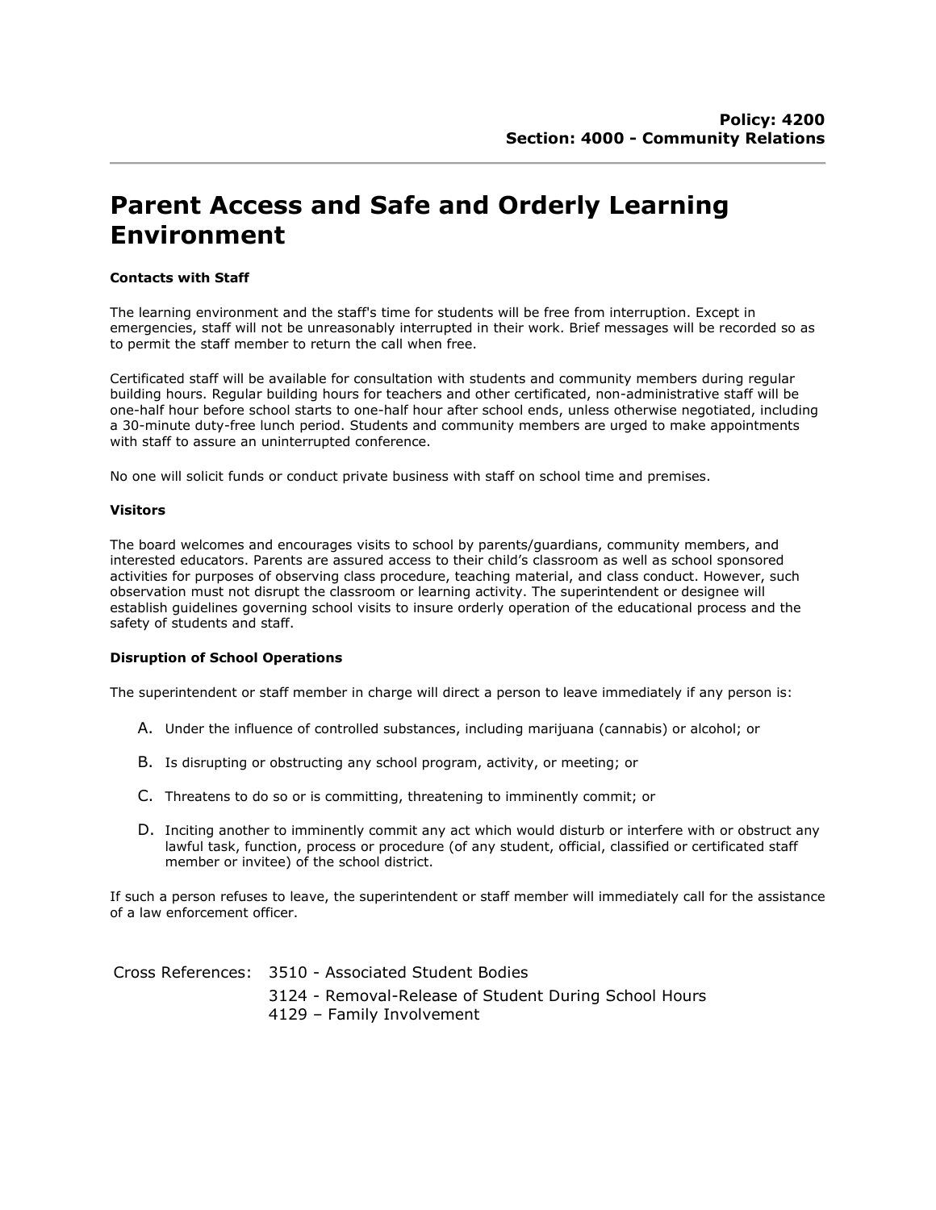**Policy: 4200**
**Section: 4000 - Community Relations**

# Parent Access and Safe and Orderly Learning Environment

**Contacts with Staff**

The learning environment and the staff's time for students will be free from interruption. Except in emergencies, staff will not be unreasonably interrupted in their work. Brief messages will be recorded so as to permit the staff member to return the call when free.

Certificated staff will be available for consultation with students and community members during regular building hours. Regular building hours for teachers and other certificated, non-administrative staff will be one-half hour before school starts to one-half hour after school ends, unless otherwise negotiated, including a 30-minute duty-free lunch period. Students and community members are urged to make appointments with staff to assure an uninterrupted conference.

No one will solicit funds or conduct private business with staff on school time and premises.

**Visitors**

The board welcomes and encourages visits to school by parents/guardians, community members, and interested educators. Parents are assured access to their child's classroom as well as school sponsored activities for purposes of observing class procedure, teaching material, and class conduct. However, such observation must not disrupt the classroom or learning activity. The superintendent or designee will establish guidelines governing school visits to insure orderly operation of the educational process and the safety of students and staff.

**Disruption of School Operations**

The superintendent or staff member in charge will direct a person to leave immediately if any person is:

A. Under the influence of controlled substances, including marijuana (cannabis) or alcohol; or

B. Is disrupting or obstructing any school program, activity, or meeting; or

C. Threatens to do so or is committing, threatening to imminently commit; or

D. Inciting another to imminently commit any act which would disturb or interfere with or obstruct any lawful task, function, process or procedure (of any student, official, classified or certificated staff member or invitee) of the school district.

If such a person refuses to leave, the superintendent or staff member will immediately call for the assistance of a law enforcement officer.

Cross References: 3510 - Associated Student Bodies
3124 - Removal-Release of Student During School Hours
4129 – Family Involvement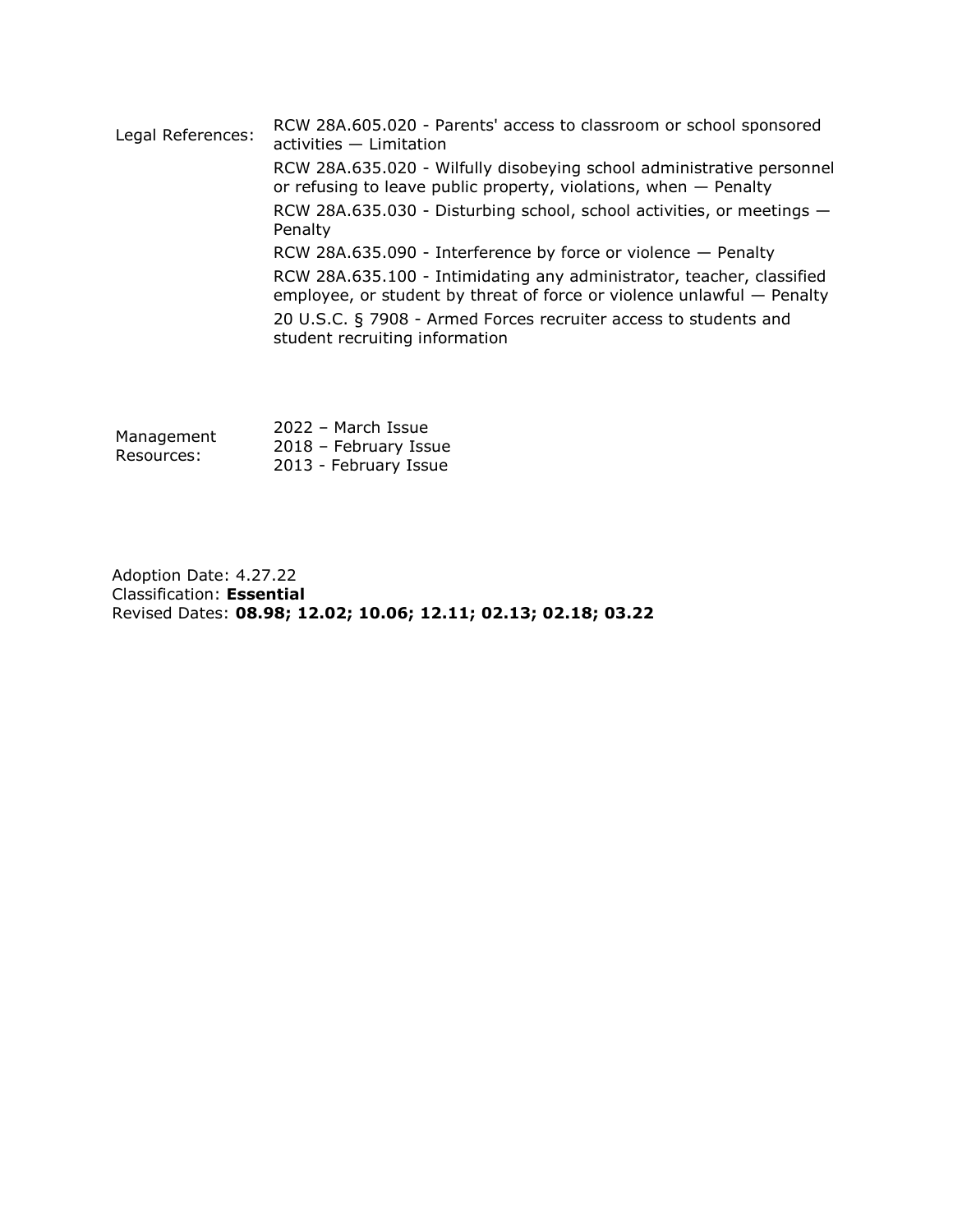| | |
|---|---|
| Legal References: | RCW 28A.605.020 - Parents' access to classroom or school sponsored activities — Limitation |
| | RCW 28A.635.020 - Wilfully disobeying school administrative personnel or refusing to leave public property, violations, when — Penalty |
| | RCW 28A.635.030 - Disturbing school, school activities, or meetings — Penalty |
| | RCW 28A.635.090 - Interference by force or violence — Penalty |
| | RCW 28A.635.100 - Intimidating any administrator, teacher, classified employee, or student by threat of force or violence unlawful — Penalty |
| | 20 U.S.C. § 7908 - Armed Forces recruiter access to students and student recruiting information |

| | |
|---|---|
| Management Resources: | 2022 – March Issue<br>2018 – February Issue<br>2013 - February Issue |

Adoption Date: 4.27.22
Classification: **Essential**
Revised Dates: **08.98; 12.02; 10.06; 12.11; 02.13; 02.18; 03.22**